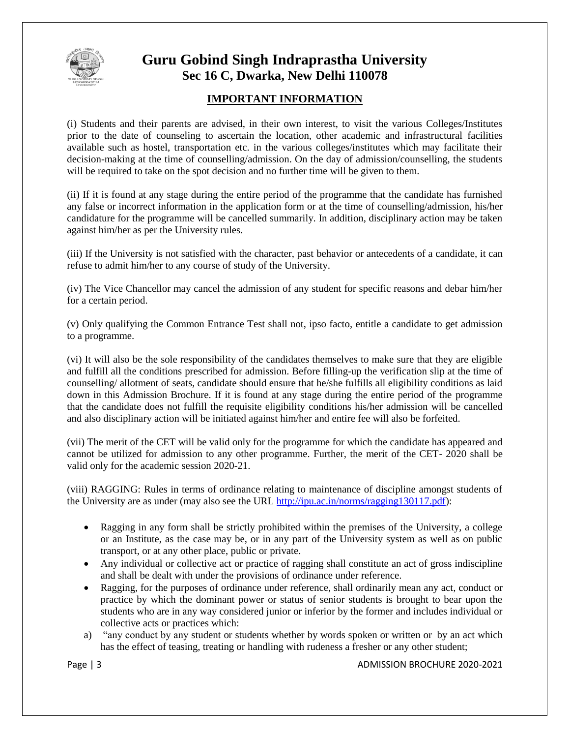# Guru Gobind Singh Indraprastha University
## Sec 16 C, Dwarka, New Delhi 110078

### IMPORTANT INFORMATION

(i) Students and their parents are advised, in their own interest, to visit the various Colleges/Institutes prior to the date of counseling to ascertain the location, other academic and infrastructural facilities available such as hostel, transportation etc. in the various colleges/institutes which may facilitate their decision-making at the time of counselling/admission. On the day of admission/counselling, the students will be required to take on the spot decision and no further time will be given to them.

(ii) If it is found at any stage during the entire period of the programme that the candidate has furnished any false or incorrect information in the application form or at the time of counselling/admission, his/her candidature for the programme will be cancelled summarily. In addition, disciplinary action may be taken against him/her as per the University rules.

(iii) If the University is not satisfied with the character, past behavior or antecedents of a candidate, it can refuse to admit him/her to any course of study of the University.

(iv) The Vice Chancellor may cancel the admission of any student for specific reasons and debar him/her for a certain period.

(v) Only qualifying the Common Entrance Test shall not, ipso facto, entitle a candidate to get admission to a programme.

(vi) It will also be the sole responsibility of the candidates themselves to make sure that they are eligible and fulfill all the conditions prescribed for admission. Before filling-up the verification slip at the time of counselling/ allotment of seats, candidate should ensure that he/she fulfills all eligibility conditions as laid down in this Admission Brochure. If it is found at any stage during the entire period of the programme that the candidate does not fulfill the requisite eligibility conditions his/her admission will be cancelled and also disciplinary action will be initiated against him/her and entire fee will also be forfeited.

(vii) The merit of the CET will be valid only for the programme for which the candidate has appeared and cannot be utilized for admission to any other programme. Further, the merit of the CET- 2020 shall be valid only for the academic session 2020-21.

(viii) RAGGING: Rules in terms of ordinance relating to maintenance of discipline amongst students of the University are as under (may also see the URL http://ipu.ac.in/norms/ragging130117.pdf):

- Ragging in any form shall be strictly prohibited within the premises of the University, a college or an Institute, as the case may be, or in any part of the University system as well as on public transport, or at any other place, public or private.
- Any individual or collective act or practice of ragging shall constitute an act of gross indiscipline and shall be dealt with under the provisions of ordinance under reference.
- Ragging, for the purposes of ordinance under reference, shall ordinarily mean any act, conduct or practice by which the dominant power or status of senior students is brought to bear upon the students who are in any way considered junior or inferior by the former and includes individual or collective acts or practices which:

a) "any conduct by any student or students whether by words spoken or written or by an act which has the effect of teasing, treating or handling with rudeness a fresher or any other student;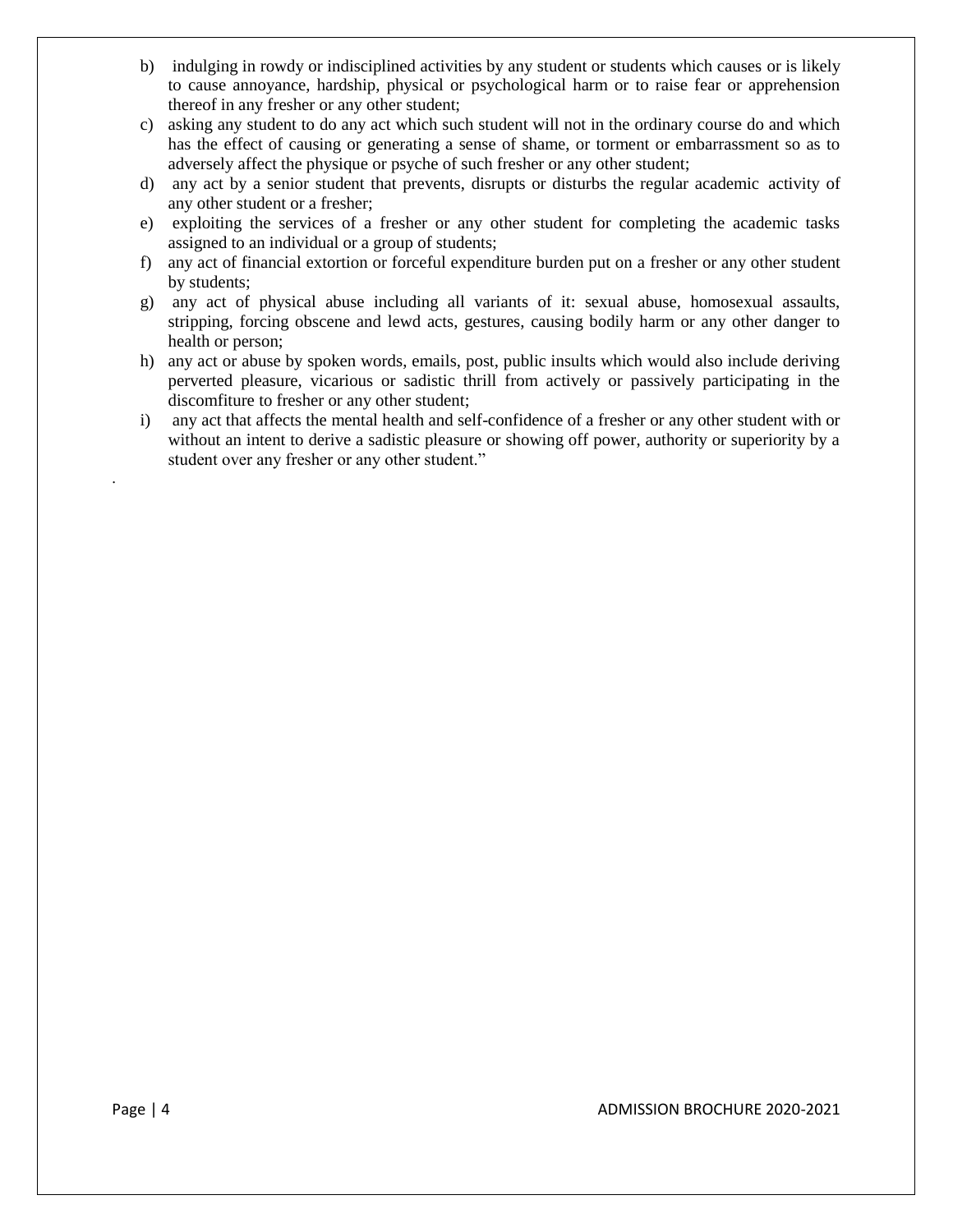b) indulging in rowdy or indisciplined activities by any student or students which causes or is likely to cause annoyance, hardship, physical or psychological harm or to raise fear or apprehension thereof in any fresher or any other student;

c) asking any student to do any act which such student will not in the ordinary course do and which has the effect of causing or generating a sense of shame, or torment or embarrassment so as to adversely affect the physique or psyche of such fresher or any other student;

d) any act by a senior student that prevents, disrupts or disturbs the regular academic activity of any other student or a fresher;

e) exploiting the services of a fresher or any other student for completing the academic tasks assigned to an individual or a group of students;

f) any act of financial extortion or forceful expenditure burden put on a fresher or any other student by students;

g) any act of physical abuse including all variants of it: sexual abuse, homosexual assaults, stripping, forcing obscene and lewd acts, gestures, causing bodily harm or any other danger to health or person;

h) any act or abuse by spoken words, emails, post, public insults which would also include deriving perverted pleasure, vicarious or sadistic thrill from actively or passively participating in the discomfiture to fresher or any other student;

i) any act that affects the mental health and self-confidence of a fresher or any other student with or without an intent to derive a sadistic pleasure or showing off power, authority or superiority by a student over any fresher or any other student."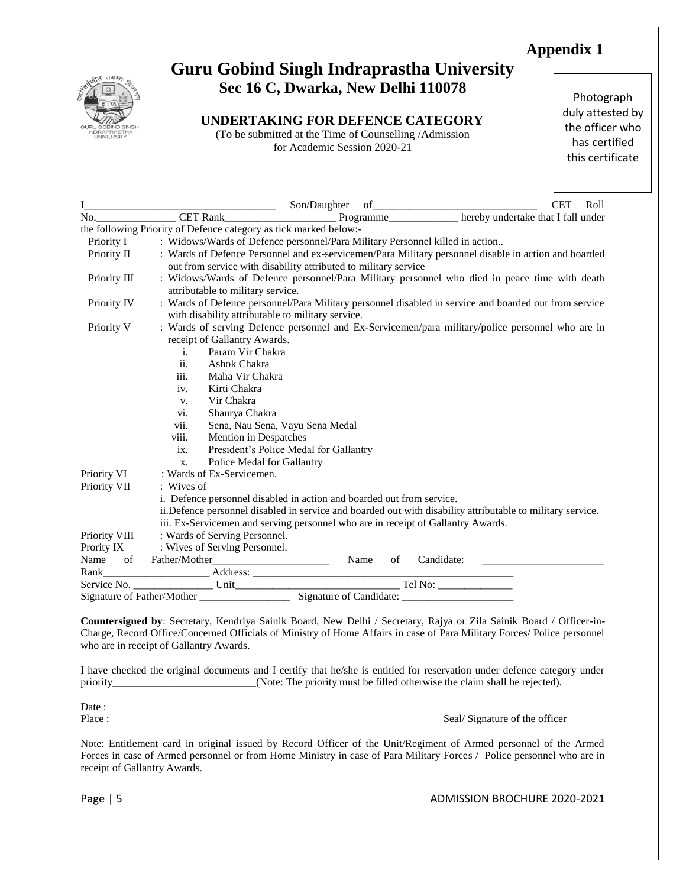**Appendix 1**

# Guru Gobind Singh Indraprastha University

## Sec 16 C, Dwarka, New Delhi 110078

### UNDERTAKING FOR DEFENCE CATEGORY

(To be submitted at the Time of Counselling /Admission for Academic Session 2020-21

Photograph duly attested by the officer who has certified this certificate

I_________________________________ Son/Daughter of_____________________________ CET Roll No._______________ CET Rank_____________________ Programme_____________ hereby undertake that I fall under the following Priority of Defence category as tick marked below:-

Priority I : Widows/Wards of Defence personnel/Para Military Personnel killed in action..

Priority II : Wards of Defence Personnel and ex-servicemen/Para Military personnel disable in action and boarded out from service with disability attributed to military service

Priority III : Widows/Wards of Defence personnel/Para Military personnel who died in peace time with death attributable to military service.

Priority IV : Wards of Defence personnel/Para Military personnel disabled in service and boarded out from service with disability attributable to military service.

Priority V : Wards of serving Defence personnel and Ex-Servicemen/para military/police personnel who are in receipt of Gallantry Awards.

i. Param Vir Chakra
ii. Ashok Chakra
iii. Maha Vir Chakra
iv. Kirti Chakra
v. Vir Chakra
vi. Shaurya Chakra
vii. Sena, Nau Sena, Vayu Sena Medal
viii. Mention in Despatches
ix. President's Police Medal for Gallantry
x. Police Medal for Gallantry

Priority VI : Wards of Ex-Servicemen.

Priority VII : Wives of

i. Defence personnel disabled in action and boarded out from service.
ii.Defence personnel disabled in service and boarded out with disability attributable to military service.
iii. Ex-Servicemen and serving personnel who are in receipt of Gallantry Awards.

Priority VIII : Wards of Serving Personnel.

Prority IX : Wives of Serving Personnel.

Name of Father/Mother______________________ Name of Candidate: _______________________

Rank___________________ Address: ________________________________________________

Service No. _______________ Unit______________________________ Tel No: ______________

Signature of Father/Mother ________________ Signature of Candidate: _____________________

**Countersigned by**: Secretary, Kendriya Sainik Board, New Delhi / Secretary, Rajya or Zila Sainik Board / Officer-in-Charge, Record Office/Concerned Officials of Ministry of Home Affairs in case of Para Military Forces/ Police personnel who are in receipt of Gallantry Awards.

I have checked the original documents and I certify that he/she is entitled for reservation under defence category under priority___________________________(Note: The priority must be filled otherwise the claim shall be rejected).

Date :

Place :

Seal/ Signature of the officer

Note: Entitlement card in original issued by Record Officer of the Unit/Regiment of Armed personnel of the Armed Forces in case of Armed personnel or from Home Ministry in case of Para Military Forces / Police personnel who are in receipt of Gallantry Awards.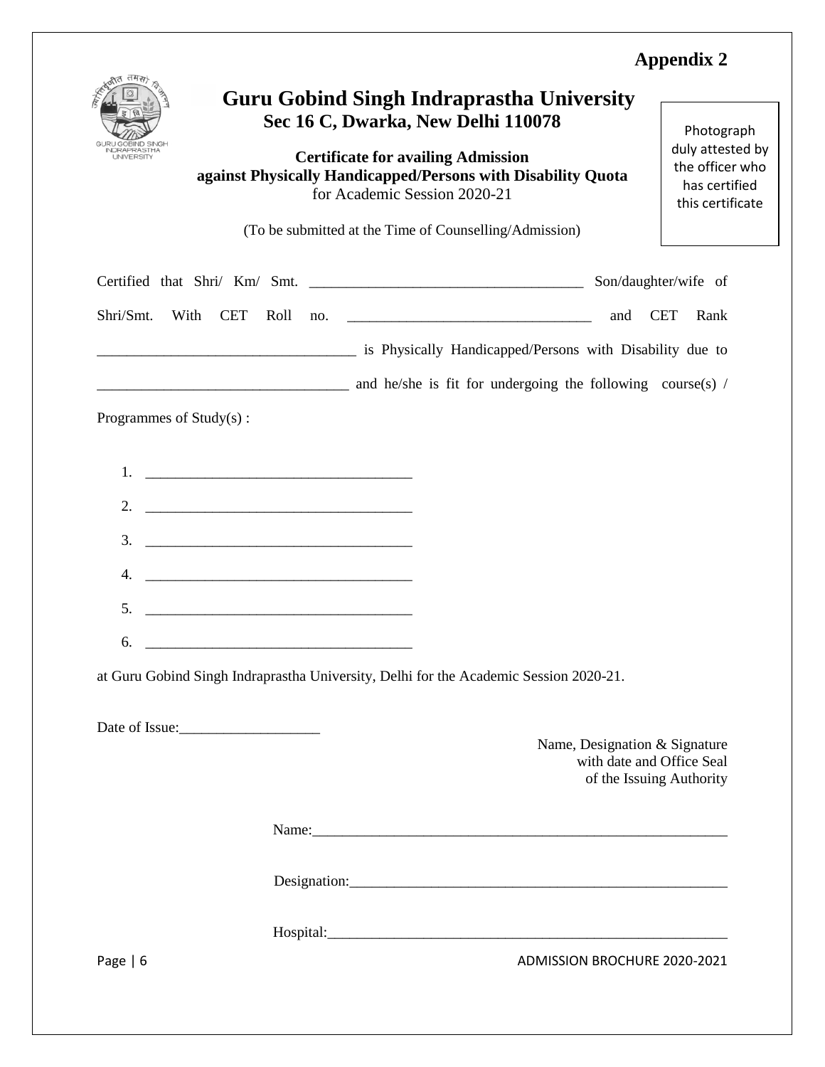**Appendix 2**

# Guru Gobind Singh Indraprastha University

**Sec 16 C, Dwarka, New Delhi 110078**

Photograph duly attested by the officer who has certified this certificate

**Certificate for availing Admission against Physically Handicapped/Persons with Disability Quota**
for Academic Session 2020-21

(To be submitted at the Time of Counselling/Admission)

Certified that Shri/ Km/ Smt. ____________________________________ Son/daughter/wife of Shri/Smt. With CET Roll no. _________________________________ and CET Rank ___________________________________ is Physically Handicapped/Persons with Disability due to __________________________________ and he/she is fit for undergoing the following course(s) / Programmes of Study(s) :

1. ____________________________________
2. ____________________________________
3. ____________________________________
4. ____________________________________
5. ____________________________________
6. ____________________________________

at Guru Gobind Singh Indraprastha University, Delhi for the Academic Session 2020-21.

Date of Issue:___________________

Name, Designation & Signature
with date and Office Seal
of the Issuing Authority

Name:_________________________________________________________

Designation:____________________________________________________

Hospital:_______________________________________________________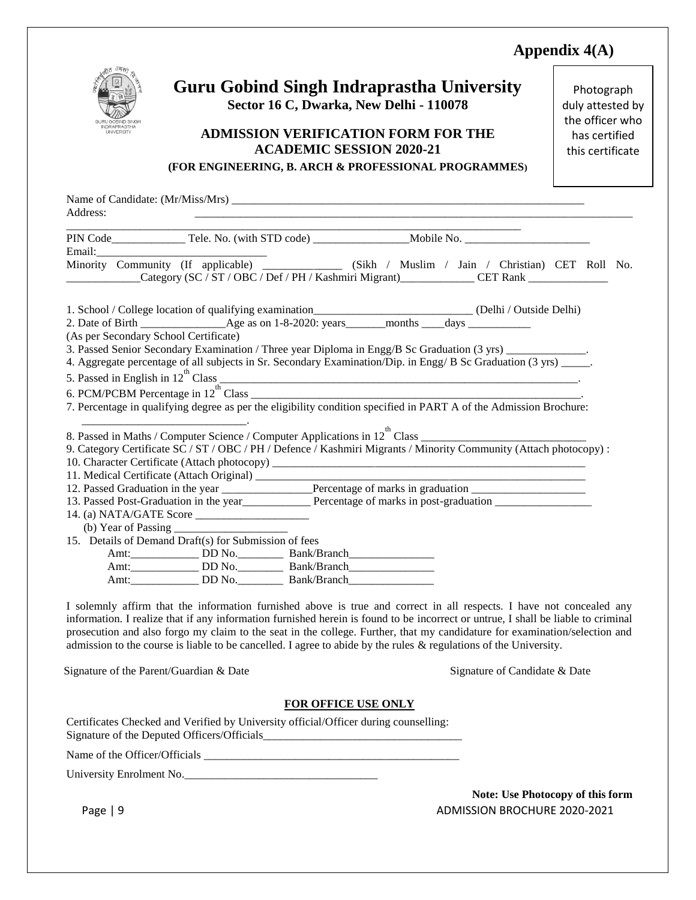**Appendix 4(A)**

# Guru Gobind Singh Indraprastha University

**Sector 16 C, Dwarka, New Delhi - 110078**

Photograph duly attested by the officer who has certified this certificate

## ADMISSION VERIFICATION FORM FOR THE ACADEMIC SESSION 2020-21

**(FOR ENGINEERING, B. ARCH & PROFESSIONAL PROGRAMMES)**

Name of Candidate: (Mr/Miss/Mrs) ____________________________________________________________

Address: ________________________________________________________________________________

_____________________________________________________________________________

PIN Code____________ Tele. No. (with STD code) _______________Mobile No. ____________________

Email:_____________________________

Minority Community (If applicable) ____________ (Sikh / Muslim / Jain / Christian) CET Roll No. ____________Category (SC / ST / OBC / Def / PH / Kashmiri Migrant)____________ CET Rank _____________

1. School / College location of qualifying examination__________________________ (Delhi / Outside Delhi)
2. Date of Birth ______________Age as on 1-8-2020: years_______months ____days ___________ (As per Secondary School Certificate)
3. Passed Senior Secondary Examination / Three year Diploma in Engg/B Sc Graduation (3 yrs) ______________.
4. Aggregate percentage of all subjects in Sr. Secondary Examination/Dip. in Engg/ B Sc Graduation (3 yrs) _____.
5. Passed in English in 12th Class ____________________________________________________________.
6. PCM/PCBM Percentage in 12th Class _______________________________________________________.
7. Percentage in qualifying degree as per the eligibility condition specified in PART A of the Admission Brochure: ____________________________.
8. Passed in Maths / Computer Science / Computer Applications in 12th Class ___________________________
9. Category Certificate SC / ST / OBC / PH / Defence / Kashmiri Migrants / Minority Community (Attach photocopy) :
10. Character Certificate (Attach photocopy) ____________________________________________________
11. Medical Certificate (Attach Original) _______________________________________________________
12. Passed Graduation in the year _______________Percentage of marks in graduation ___________________
13. Passed Post-Graduation in the year___________ Percentage of marks in post-graduation ________________
14. (a) NATA/GATE Score ___________________
    (b) Year of Passing ____________________
15. Details of Demand Draft(s) for Submission of fees
    Amt:___________ DD No.________ Bank/Branch______________
    Amt:___________ DD No.________ Bank/Branch______________
    Amt:___________ DD No.________ Bank/Branch______________

I solemnly affirm that the information furnished above is true and correct in all respects. I have not concealed any information. I realize that if any information furnished herein is found to be incorrect or untrue, I shall be liable to criminal prosecution and also forgo my claim to the seat in the college. Further, that my candidature for examination/selection and admission to the course is liable to be cancelled. I agree to abide by the rules & regulations of the University.

Signature of the Parent/Guardian & Date                                                  Signature of Candidate & Date

**FOR OFFICE USE ONLY**

Certificates Checked and Verified by University official/Officer during counselling:
Signature of the Deputed Officers/Officials__________________________________

Name of the Officer/Officials ____________________________________________

University Enrolment No.________________________________

**Note: Use Photocopy of this form**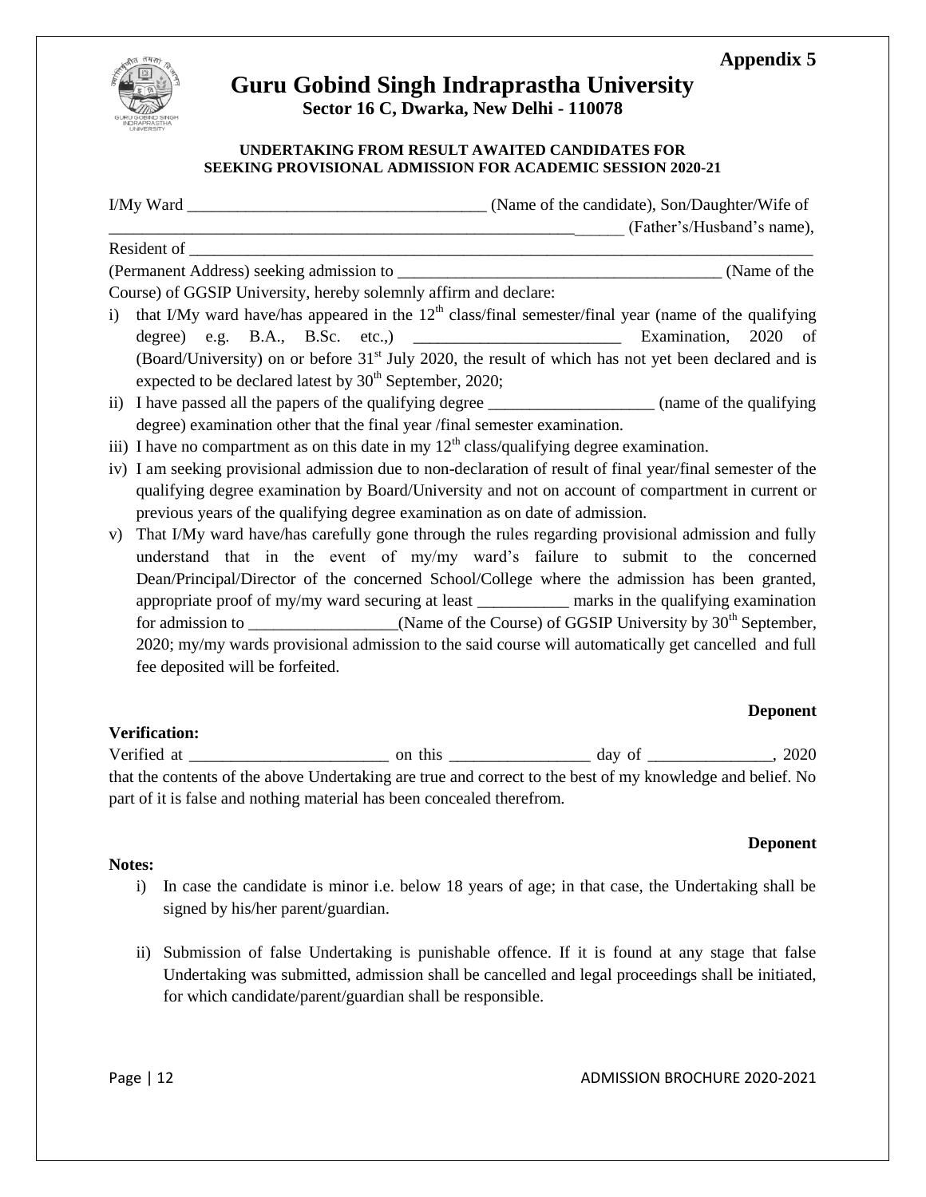**Appendix 5**

# Guru Gobind Singh Indraprastha University

**Sector 16 C, Dwarka, New Delhi - 110078**

**UNDERTAKING FROM RESULT AWAITED CANDIDATES FOR SEEKING PROVISIONAL ADMISSION FOR ACADEMIC SESSION 2020-21**

I/My Ward ____________________________________ (Name of the candidate), Son/Daughter/Wife of _________________________________________________________ (Father's/Husband's name), Resident of ___________________________________________________________________________ (Permanent Address) seeking admission to _______________________________________ (Name of the Course) of GGSIP University, hereby solemnly affirm and declare:

i) that I/My ward have/has appeared in the 12th class/final semester/final year (name of the qualifying degree) e.g. B.A., B.Sc. etc.,) _________________________ Examination, 2020 of (Board/University) on or before 31st July 2020, the result of which has not yet been declared and is expected to be declared latest by 30th September, 2020;

ii) I have passed all the papers of the qualifying degree ____________________ (name of the qualifying degree) examination other that the final year /final semester examination.

iii) I have no compartment as on this date in my 12th class/qualifying degree examination.

iv) I am seeking provisional admission due to non-declaration of result of final year/final semester of the qualifying degree examination by Board/University and not on account of compartment in current or previous years of the qualifying degree examination as on date of admission.

v) That I/My ward have/has carefully gone through the rules regarding provisional admission and fully understand that in the event of my/my ward's failure to submit to the concerned Dean/Principal/Director of the concerned School/College where the admission has been granted, appropriate proof of my/my ward securing at least ___________ marks in the qualifying examination for admission to __________________(Name of the Course) of GGSIP University by 30th September, 2020; my/my wards provisional admission to the said course will automatically get cancelled and full fee deposited will be forfeited.

**Deponent**

**Verification:**

Verified at ________________________ on this _________________ day of _______________, 2020 that the contents of the above Undertaking are true and correct to the best of my knowledge and belief. No part of it is false and nothing material has been concealed therefrom.

**Deponent**

**Notes:**

i) In case the candidate is minor i.e. below 18 years of age; in that case, the Undertaking shall be signed by his/her parent/guardian.

ii) Submission of false Undertaking is punishable offence. If it is found at any stage that false Undertaking was submitted, admission shall be cancelled and legal proceedings shall be initiated, for which candidate/parent/guardian shall be responsible.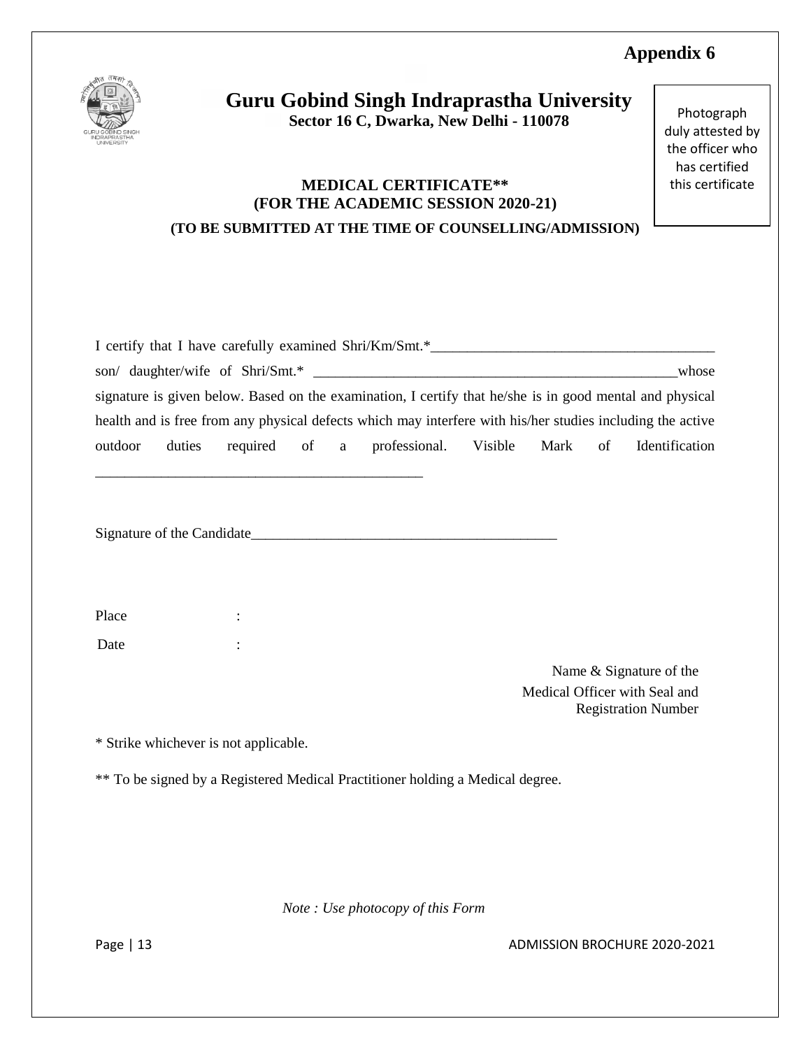# Appendix 6

## Guru Gobind Singh Indraprastha University

**Sector 16 C, Dwarka, New Delhi - 110078**

Photograph duly attested by the officer who has certified this certificate

### MEDICAL CERTIFICATE**
### (FOR THE ACADEMIC SESSION 2020-21)
### (TO BE SUBMITTED AT THE TIME OF COUNSELLING/ADMISSION)

I certify that I have carefully examined Shri/Km/Smt.*________________________________________ son/ daughter/wife of Shri/Smt.* ____________________________________________________whose signature is given below. Based on the examination, I certify that he/she is in good mental and physical health and is free from any physical defects which may interfere with his/her studies including the active outdoor duties required of a professional. Visible Mark of Identification ______________________________________________

Signature of the Candidate___________________________________________

Place :

Date :

Name & Signature of the
Medical Officer with Seal and
Registration Number

* Strike whichever is not applicable.

** To be signed by a Registered Medical Practitioner holding a Medical degree.

*Note : Use photocopy of this Form*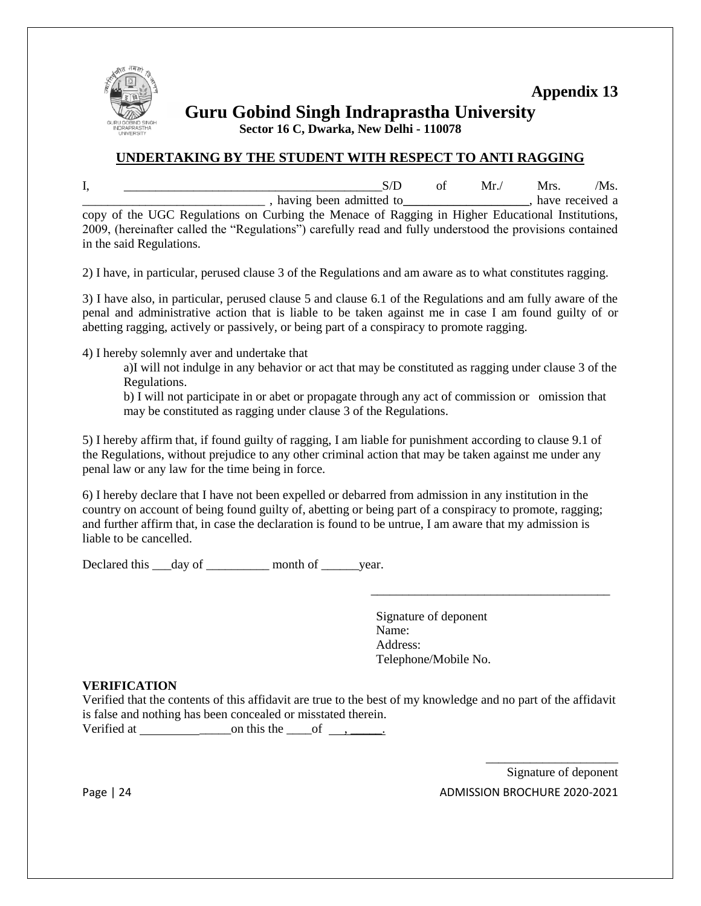**Appendix 13**

# Guru Gobind Singh Indraprastha University

**Sector 16 C, Dwarka, New Delhi - 110078**

## UNDERTAKING BY THE STUDENT WITH RESPECT TO ANTI RAGGING

I, ________________________________________S/D of Mr./ Mrs. /Ms. _____________________________ , having been admitted to____________________, have received a copy of the UGC Regulations on Curbing the Menace of Ragging in Higher Educational Institutions, 2009, (hereinafter called the "Regulations") carefully read and fully understood the provisions contained in the said Regulations.

2) I have, in particular, perused clause 3 of the Regulations and am aware as to what constitutes ragging.

3) I have also, in particular, perused clause 5 and clause 6.1 of the Regulations and am fully aware of the penal and administrative action that is liable to be taken against me in case I am found guilty of or abetting ragging, actively or passively, or being part of a conspiracy to promote ragging.

4) I hereby solemnly aver and undertake that

a)I will not indulge in any behavior or act that may be constituted as ragging under clause 3 of the Regulations.

b) I will not participate in or abet or propagate through any act of commission or omission that may be constituted as ragging under clause 3 of the Regulations.

5) I hereby affirm that, if found guilty of ragging, I am liable for punishment according to clause 9.1 of the Regulations, without prejudice to any other criminal action that may be taken against me under any penal law or any law for the time being in force.

6) I hereby declare that I have not been expelled or debarred from admission in any institution in the country on account of being found guilty of, abetting or being part of a conspiracy to promote, ragging; and further affirm that, in case the declaration is found to be untrue, I am aware that my admission is liable to be cancelled.

Declared this ___day of __________ month of ______year.

_______________________________________

Signature of deponent
Name:
Address:
Telephone/Mobile No.

**VERIFICATION**

Verified that the contents of this affidavit are true to the best of my knowledge and no part of the affidavit is false and nothing has been concealed or misstated therein.

Verified at ______________on this the ____of ___, _____.

_____________________

Signature of deponent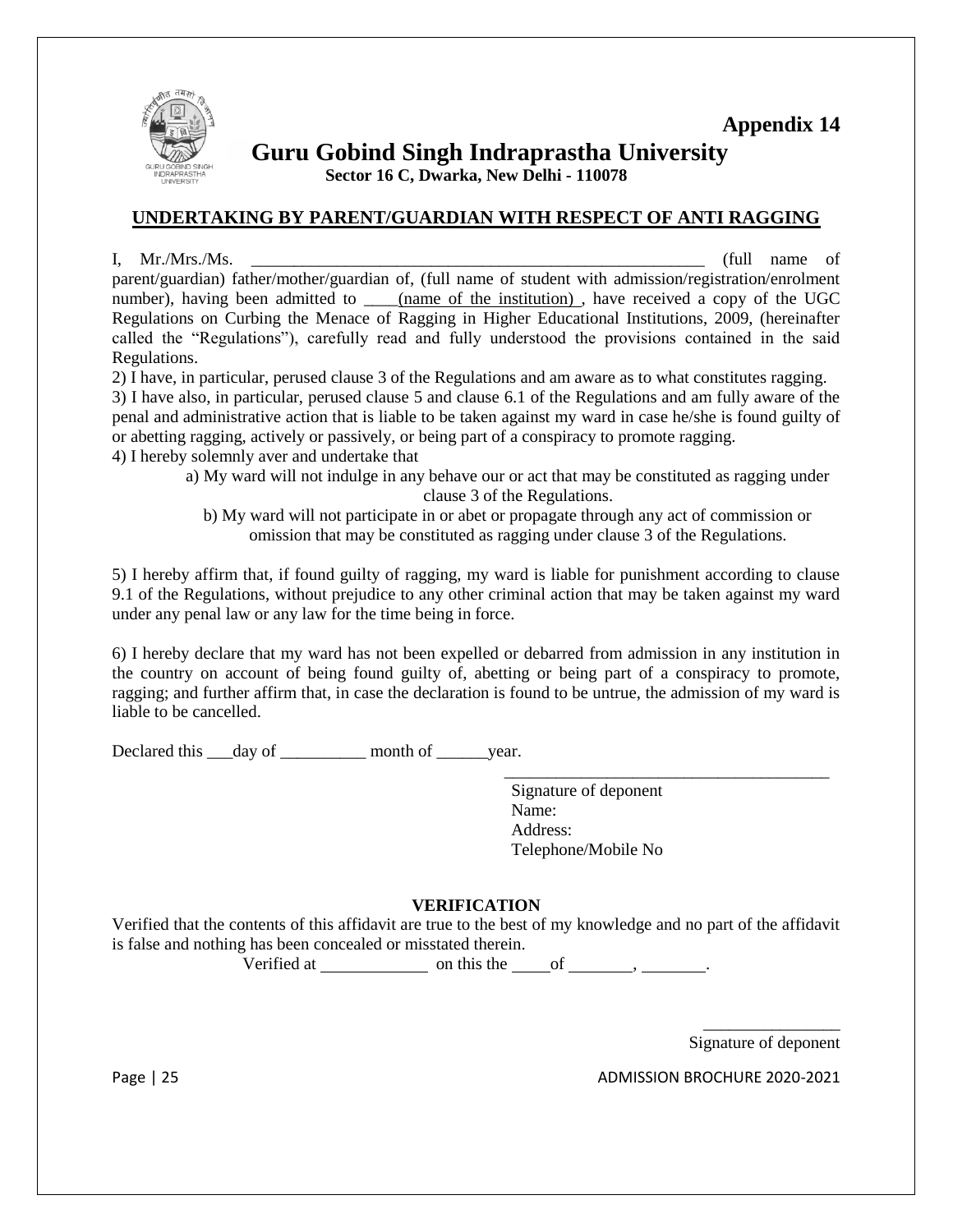**Appendix 14**

# Guru Gobind Singh Indraprastha University

**Sector 16 C, Dwarka, New Delhi - 110078**

## UNDERTAKING BY PARENT/GUARDIAN WITH RESPECT OF ANTI RAGGING

I, Mr./Mrs./Ms. ________________________________________________________ (full name of parent/guardian) father/mother/guardian of, (full name of student with admission/registration/enrolment number), having been admitted to ____(name of the institution) , have received a copy of the UGC Regulations on Curbing the Menace of Ragging in Higher Educational Institutions, 2009, (hereinafter called the "Regulations"), carefully read and fully understood the provisions contained in the said Regulations.

2) I have, in particular, perused clause 3 of the Regulations and am aware as to what constitutes ragging.

3) I have also, in particular, perused clause 5 and clause 6.1 of the Regulations and am fully aware of the penal and administrative action that is liable to be taken against my ward in case he/she is found guilty of or abetting ragging, actively or passively, or being part of a conspiracy to promote ragging.

4) I hereby solemnly aver and undertake that

a) My ward will not indulge in any behave our or act that may be constituted as ragging under clause 3 of the Regulations.

b) My ward will not participate in or abet or propagate through any act of commission or omission that may be constituted as ragging under clause 3 of the Regulations.

5) I hereby affirm that, if found guilty of ragging, my ward is liable for punishment according to clause 9.1 of the Regulations, without prejudice to any other criminal action that may be taken against my ward under any penal law or any law for the time being in force.

6) I hereby declare that my ward has not been expelled or debarred from admission in any institution in the country on account of being found guilty of, abetting or being part of a conspiracy to promote, ragging; and further affirm that, in case the declaration is found to be untrue, the admission of my ward is liable to be cancelled.

Declared this ___day of __________ month of ______year.

_______________________________________

Signature of deponent
Name:
Address:
Telephone/Mobile No

### VERIFICATION

Verified that the contents of this affidavit are true to the best of my knowledge and no part of the affidavit is false and nothing has been concealed or misstated therein.

Verified at ____________ on this the _____of ________, ________.

________________

Signature of deponent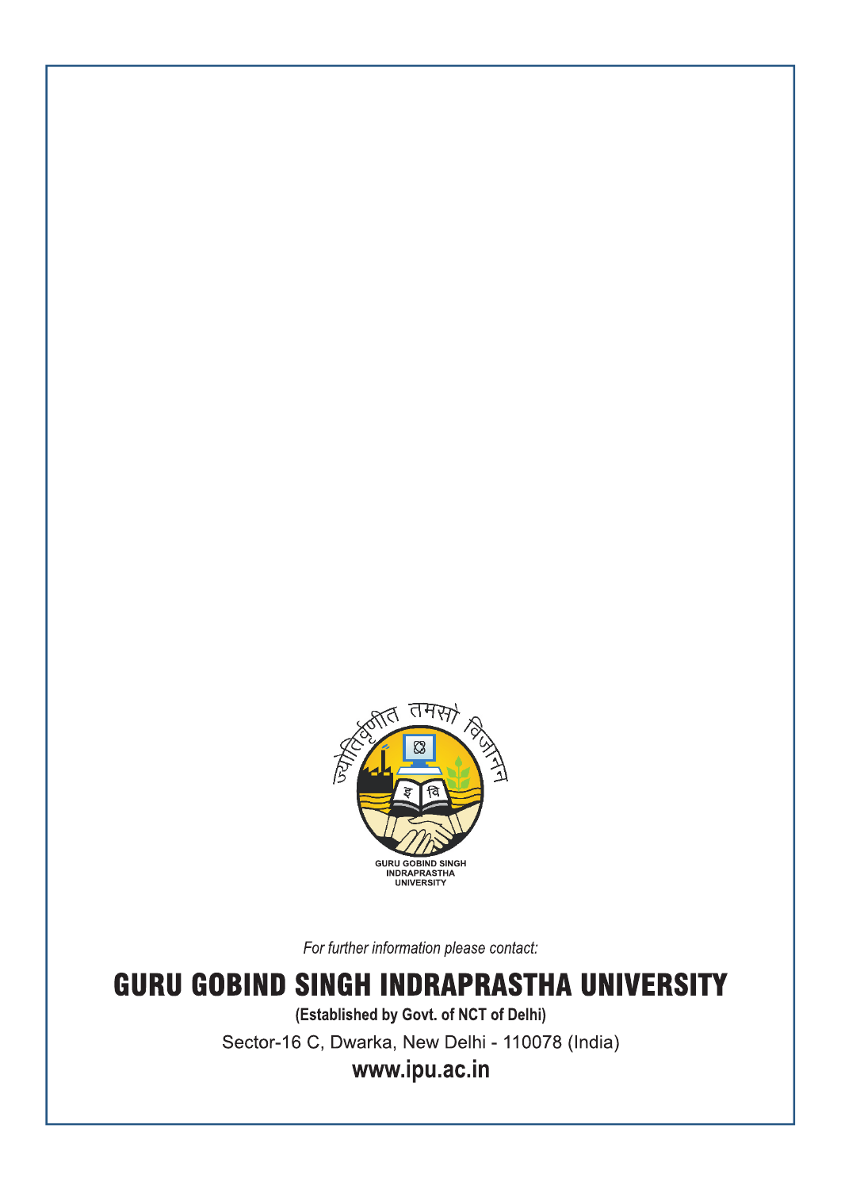ज्योतिर्वृणीत तमसो विज्ञानम्

GURU GOBIND SINGH
INDRAPRASTHA
UNIVERSITY

*For further information please contact:*

# GURU GOBIND SINGH INDRAPRASTHA UNIVERSITY

**(Established by Govt. of NCT of Delhi)**

Sector-16 C, Dwarka, New Delhi - 110078 (India)

**www.ipu.ac.in**